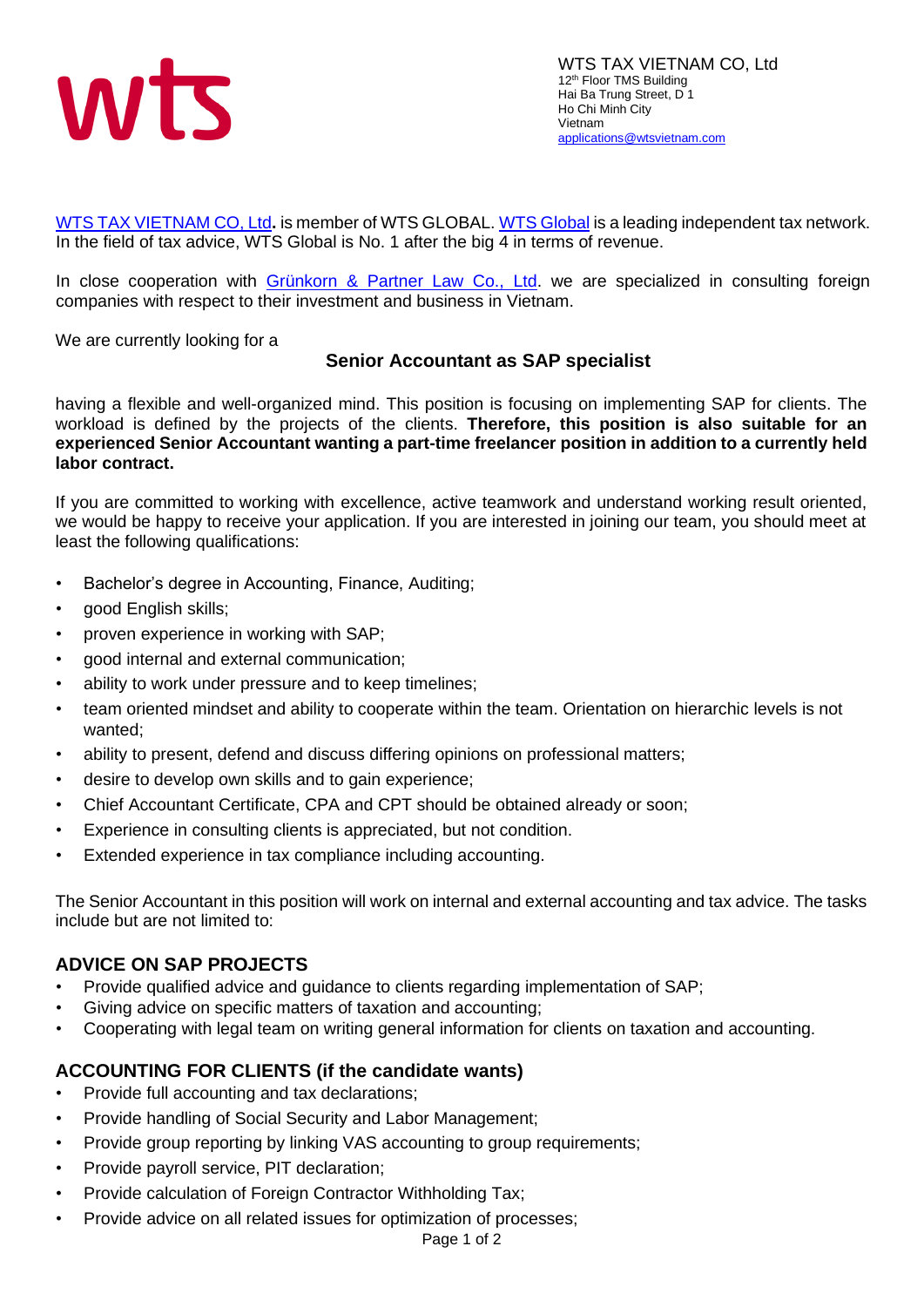wts

WTS TAX VIETNAM CO, Ltd
12th Floor TMS Building
Hai Ba Trung Street, D 1
Ho Chi Minh City
Vietnam
applications@wtsvietnam.com

WTS TAX VIETNAM CO, Ltd**.** is member of WTS GLOBAL. WTS Global is a leading independent tax network. In the field of tax advice, WTS Global is No. 1 after the big 4 in terms of revenue.

In close cooperation with Grünkorn & Partner Law Co., Ltd. we are specialized in consulting foreign companies with respect to their investment and business in Vietnam.

We are currently looking for a

**Senior Accountant as SAP specialist**

having a flexible and well-organized mind. This position is focusing on implementing SAP for clients. The workload is defined by the projects of the clients. **Therefore, this position is also suitable for an experienced Senior Accountant wanting a part-time freelancer position in addition to a currently held labor contract.**

If you are committed to working with excellence, active teamwork and understand working result oriented, we would be happy to receive your application. If you are interested in joining our team, you should meet at least the following qualifications:

- Bachelor's degree in Accounting, Finance, Auditing;
- good English skills;
- proven experience in working with SAP;
- good internal and external communication;
- ability to work under pressure and to keep timelines;
- team oriented mindset and ability to cooperate within the team. Orientation on hierarchic levels is not wanted;
- ability to present, defend and discuss differing opinions on professional matters;
- desire to develop own skills and to gain experience;
- Chief Accountant Certificate, CPA and CPT should be obtained already or soon;
- Experience in consulting clients is appreciated, but not condition.
- Extended experience in tax compliance including accounting.

The Senior Accountant in this position will work on internal and external accounting and tax advice. The tasks include but are not limited to:

## ADVICE ON SAP PROJECTS

- Provide qualified advice and guidance to clients regarding implementation of SAP;
- Giving advice on specific matters of taxation and accounting;
- Cooperating with legal team on writing general information for clients on taxation and accounting.

## ACCOUNTING FOR CLIENTS (if the candidate wants)

- Provide full accounting and tax declarations;
- Provide handling of Social Security and Labor Management;
- Provide group reporting by linking VAS accounting to group requirements;
- Provide payroll service, PIT declaration;
- Provide calculation of Foreign Contractor Withholding Tax;
- Provide advice on all related issues for optimization of processes;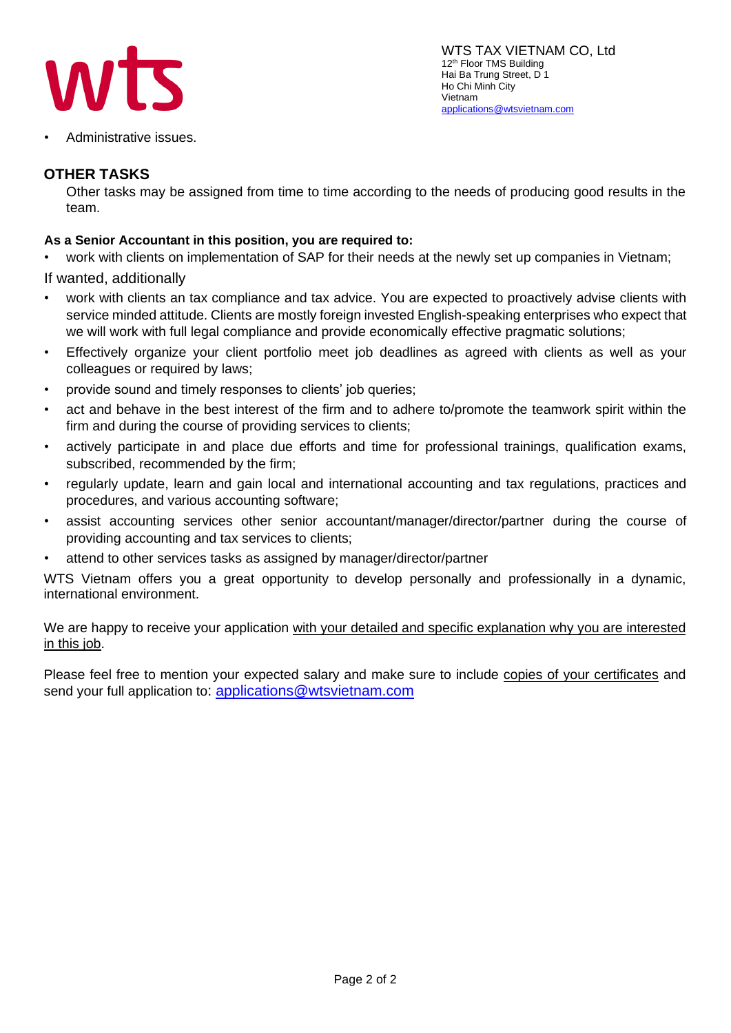- Administrative issues.

## OTHER TASKS

Other tasks may be assigned from time to time according to the needs of producing good results in the team.

**As a Senior Accountant in this position, you are required to:**

- work with clients on implementation of SAP for their needs at the newly set up companies in Vietnam;

If wanted, additionally

- work with clients an tax compliance and tax advice. You are expected to proactively advise clients with service minded attitude. Clients are mostly foreign invested English-speaking enterprises who expect that we will work with full legal compliance and provide economically effective pragmatic solutions;
- Effectively organize your client portfolio meet job deadlines as agreed with clients as well as your colleagues or required by laws;
- provide sound and timely responses to clients' job queries;
- act and behave in the best interest of the firm and to adhere to/promote the teamwork spirit within the firm and during the course of providing services to clients;
- actively participate in and place due efforts and time for professional trainings, qualification exams, subscribed, recommended by the firm;
- regularly update, learn and gain local and international accounting and tax regulations, practices and procedures, and various accounting software;
- assist accounting services other senior accountant/manager/director/partner during the course of providing accounting and tax services to clients;
- attend to other services tasks as assigned by manager/director/partner

WTS Vietnam offers you a great opportunity to develop personally and professionally in a dynamic, international environment.

We are happy to receive your application with your detailed and specific explanation why you are interested in this job.

Please feel free to mention your expected salary and make sure to include copies of your certificates and send your full application to: applications@wtsvietnam.com